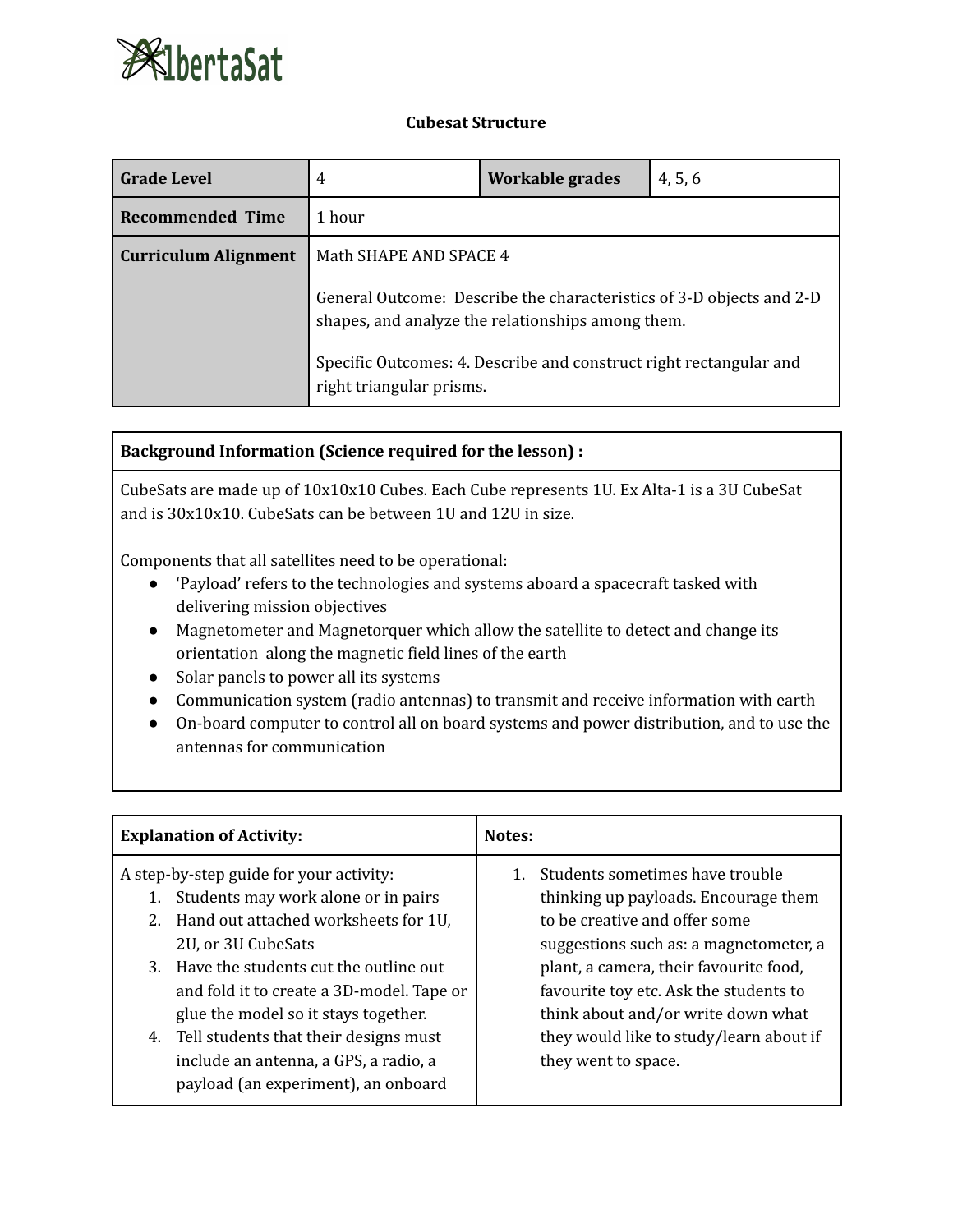AlbertaSat

# Cubesat Structure

| Grade Level | 4 | Workable grades | 4, 5, 6 |
|---|---|---|---|
| Recommended Time | 1 hour | | |
| Curriculum Alignment | Math SHAPE AND SPACE 4<br><br>General Outcome: Describe the characteristics of 3-D objects and 2-D shapes, and analyze the relationships among them.<br><br>Specific Outcomes: 4. Describe and construct right rectangular and right triangular prisms. | | |

| Background Information (Science required for the lesson) : |
|---|
| CubeSats are made up of 10x10x10 Cubes. Each Cube represents 1U. Ex Alta-1 is a 3U CubeSat and is 30x10x10. CubeSats can be between 1U and 12U in size.<br><br>Components that all satellites need to be operational:<br>● 'Payload' refers to the technologies and systems aboard a spacecraft tasked with delivering mission objectives<br>● Magnetometer and Magnetorquer which allow the satellite to detect and change its orientation along the magnetic field lines of the earth<br>● Solar panels to power all its systems<br>● Communication system (radio antennas) to transmit and receive information with earth<br>● On-board computer to control all on board systems and power distribution, and to use the antennas for communication |

| Explanation of Activity: | Notes: |
|---|---|
| A step-by-step guide for your activity:<br>1. Students may work alone or in pairs<br>2. Hand out attached worksheets for 1U, 2U, or 3U CubeSats<br>3. Have the students cut the outline out and fold it to create a 3D-model. Tape or glue the model so it stays together.<br>4. Tell students that their designs must include an antenna, a GPS, a radio, a payload (an experiment), an onboard | 1. Students sometimes have trouble thinking up payloads. Encourage them to be creative and offer some suggestions such as: a magnetometer, a plant, a camera, their favourite food, favourite toy etc. Ask the students to think about and/or write down what they would like to study/learn about if they went to space. |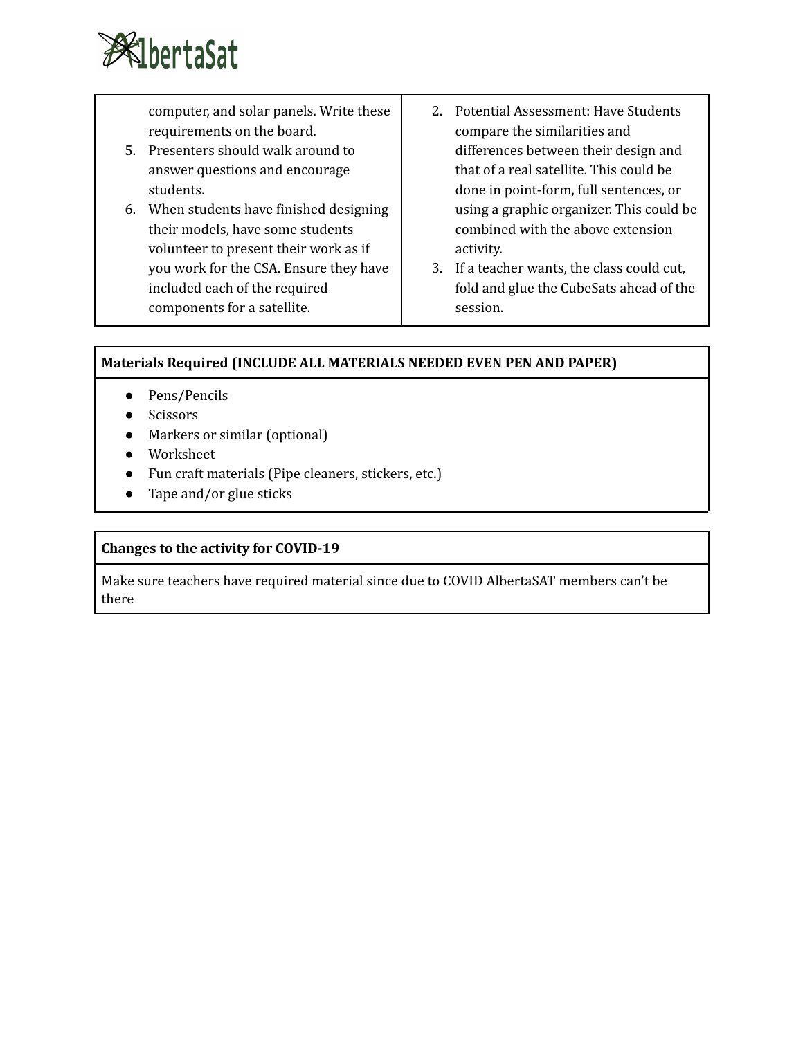| | |
|---|---|
| computer, and solar panels. Write these requirements on the board.<br>5. Presenters should walk around to answer questions and encourage students.<br>6. When students have finished designing their models, have some students volunteer to present their work as if you work for the CSA. Ensure they have included each of the required components for a satellite. | 2. Potential Assessment: Have Students compare the similarities and differences between their design and that of a real satellite. This could be done in point-form, full sentences, or using a graphic organizer. This could be combined with the above extension activity.<br>3. If a teacher wants, the class could cut, fold and glue the CubeSats ahead of the session. |

**Materials Required (INCLUDE ALL MATERIALS NEEDED EVEN PEN AND PAPER)**

- Pens/Pencils
- Scissors
- Markers or similar (optional)
- Worksheet
- Fun craft materials (Pipe cleaners, stickers, etc.)
- Tape and/or glue sticks

**Changes to the activity for COVID-19**

Make sure teachers have required material since due to COVID AlbertaSAT members can't be there